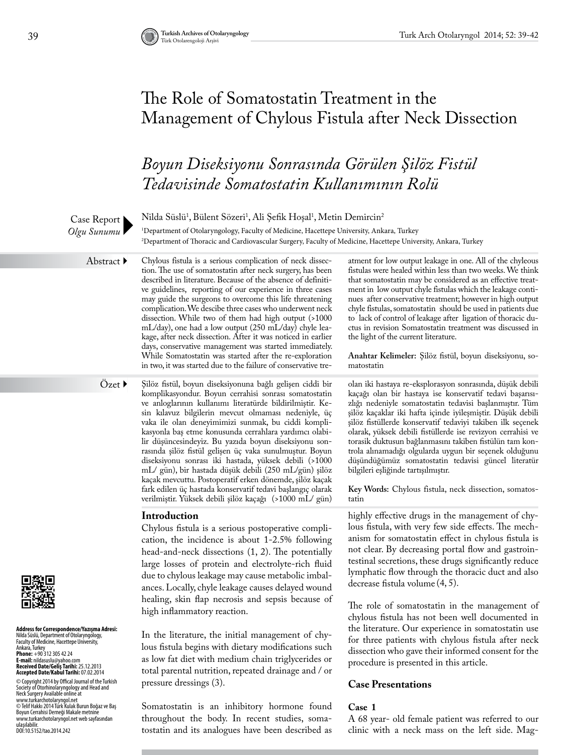# The Role of Somatostatin Treatment in the Management of Chylous Fistula after Neck Dissection

## *Boyun Diseksiyonu Sonrasında Görülen Şilöz Fistül Tedavisinde Somatostatin Kullanımının Rolü*

Case Report
*Olgu Sunumu*

Nilda Süslü[1], Bülent Sözeri[1], Ali Şefik Hoşal[1], Metin Demircin[2]

[1]Department of Otolaryngology, Faculty of Medicine, Hacettepe University, Ankara, Turkey
[2]Department of Thoracic and Cardiovascular Surgery, Faculty of Medicine, Hacettepe University, Ankara, Turkey

**Abstract**

Chylous fistula is a serious complication of neck dissection. The use of somatostatin after neck surgery, has been described in literature. Because of the absence of definitive guidelines, reporting of our experience in three cases may guide the surgeons to overcome this life threatening complication. We descibe three cases who underwent neck dissection. While two of them had high output (>1000 mL/day), one had a low output (250 mL/day) chyle leakage, after neck dissection. After it was noticed in earlier days, conservative management was started immediately. While Somatostatin was started after the re-exploration in two, it was started due to the failure of conservative treatment for low output leakage in one. All of the chyleous fistulas were healed within less than two weeks. We think that somatostatin may be considered as an effective treatment in low output chyle fistulas which the leakage continues after conservative treatment; however in high output chyle fistulas, somatostatin should be used in patients due to lack of control of leakage after ligation of thoracic ductus in revision Somatostatin treatment was discussed in the light of the current literature.

**Anahtar Kelimeler:** Şilöz fistül, boyun diseksiyonu, somatostatin

**Özet**

Şilöz fistül, boyun diseksiyonuna bağlı gelişen ciddi bir komplikasyondur. Boyun cerrahisi sonrası somatostatin ve anloglarının kullanımı literatürde bildirilmiştir. Kesin kılavuz bilgilerin mevcut olmaması nedeniyle, üç vaka ile olan deneyimimizi sunmak, bu ciddi komplikasyonla baş etme konusunda cerrahlara yardımcı olabilir düşüncesindeyiz. Bu yazıda boyun diseksiyonu sonrasında şilöz fistül gelişen üç vaka sunulmuştur. Boyun diseksiyonu sonrası iki hastada, yüksek debili (>1000 mL/ gün), bir hastada düşük debili (250 mL/gün) şilöz kaçak mevcuttu. Postoperatif erken dönemde, şilöz kaçak fark edilen üç hastada konservatif tedavi başlangıç olarak verilmiştir. Yüksek debili şilöz kaçağı (>1000 mL/ gün) olan iki hastaya re-eksplorasyon sonrasında, düşük debili kaçağı olan bir hastaya ise konservatif tedavi başarısızlığı nedeniyle somatostatin tedavisi başlanmıştır. Tüm şilöz kaçaklar iki hafta içinde iyileşmiştir. Düşük debili şilöz fistüllerde konservatif tedaviyi takiben ilk seçenek olarak, yüksek debili fistüllerde ise revizyon cerrahisi ve torasik duktusun bağlanmasını takiben fistülün tam kontrola alınamadığı olgularda uygun bir seçenek olduğunu düşündüğümüz somatostatin tedavisi güncel literatür bilgileri eşliğinde tartışılmıştır.

**Key Words:** Chylous fistula, neck dissection, somatostatin

## Introduction

Chylous fistula is a serious postoperative complication, the incidence is about 1-2.5% following head-and-neck dissections (1, 2). The potentially large losses of protein and electrolyte-rich fluid due to chylous leakage may cause metabolic imbalances. Locally, chyle leakage causes delayed wound healing, skin flap necrosis and sepsis because of high inflammatory reaction.

In the literature, the initial management of chylous fistula begins with dietary modifications such as low fat diet with medium chain triglycerides or total parental nutrition, repeated drainage and / or pressure dressings (3).

Somatostatin is an inhibitory hormone found throughout the body. In recent studies, somatostatin and its analogues have been described as highly effective drugs in the management of chylous fistula, with very few side effects. The mechanism for somatostatin effect in chylous fistula is not clear. By decreasing portal flow and gastrointestinal secretions, these drugs significantly reduce lymphatic flow through the thoracic duct and also decrease fistula volume (4, 5).

The role of somatostatin in the management of chylous fistula has not been well documented in the literature. Our experience in somatostatin use for three patients with chylous fistula after neck dissection who gave their informed consent for the procedure is presented in this article.

## Case Presentations

### Case 1

A 68 year- old female patient was referred to our clinic with a neck mass on the left side. Mag-

**Address for Correspondence/Yazışma Adresi:** Nilda Süslü, Department of Otolaryngology, Faculty of Medicine, Hacettepe University, Ankara, Turkey
**Phone:** +90 312 305 42 24
**E-mail:** nildasuslu@yahoo.com
**Received Date/Geliş Tarihi:** 25.12.2013
**Accepted Date/Kabul Tarihi:** 07.02.2014

© Copyright 2014 by Offical Journal of the Turkish Society of Otorhinolaryngology and Head and Neck Surgery Available online at www.turkarchotolaryngol.net
© Telif Hakkı 2014 Türk Kulak Burun Boğaz ve Baş Boyun Cerrahisi Derneği Makale metnine www.turkarchotolaryngol.net web sayfasından ulaşılabilir.
DOI:10.5152/tao.2014.242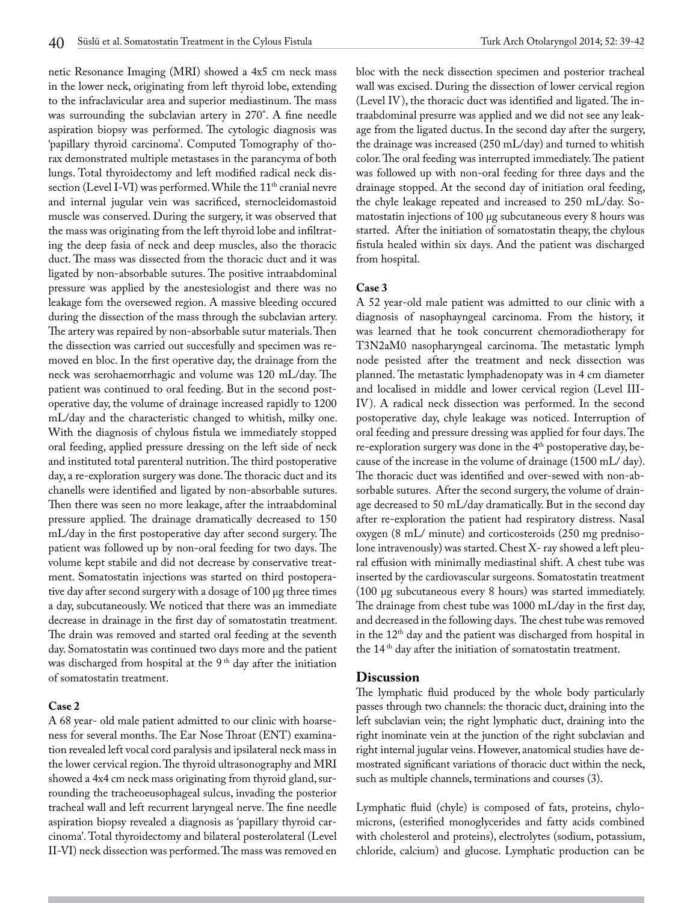netic Resonance Imaging (MRI) showed a 4x5 cm neck mass in the lower neck, originating from left thyroid lobe, extending to the infraclavicular area and superior mediastinum. The mass was surrounding the subclavian artery in 270°. A fine needle aspiration biopsy was performed. The cytologic diagnosis was 'papillary thyroid carcinoma'. Computed Tomography of thorax demonstrated multiple metastases in the parancyma of both lungs. Total thyroidectomy and left modified radical neck dissection (Level I-VI) was performed. While the 11th cranial nevre and internal jugular vein was sacrificed, sternocleidomastoid muscle was conserved. During the surgery, it was observed that the mass was originating from the left thyroid lobe and infiltrating the deep fasia of neck and deep muscles, also the thoracic duct. The mass was dissected from the thoracic duct and it was ligated by non-absorbable sutures. The positive intraabdominal pressure was applied by the anestesiologist and there was no leakage fom the oversewed region. A massive bleeding occured during the dissection of the mass through the subclavian artery. The artery was repaired by non-absorbable sutur materials. Then the dissection was carried out succesfully and specimen was removed en bloc. In the first operative day, the drainage from the neck was serohaemorrhagic and volume was 120 mL/day. The patient was continued to oral feeding. But in the second postoperative day, the volume of drainage increased rapidly to 1200 mL/day and the characteristic changed to whitish, milky one. With the diagnosis of chylous fistula we immediately stopped oral feeding, applied pressure dressing on the left side of neck and instituted total parenteral nutrition. The third postoperative day, a re-exploration surgery was done. The thoracic duct and its chanells were identified and ligated by non-absorbable sutures. Then there was seen no more leakage, after the intraabdominal pressure applied. The drainage dramatically decreased to 150 mL/day in the first postoperative day after second surgery. The patient was followed up by non-oral feeding for two days. The volume kept stabile and did not decrease by conservative treatment. Somatostatin injections was started on third postoperative day after second surgery with a dosage of 100 µg three times a day, subcutaneously. We noticed that there was an immediate decrease in drainage in the first day of somatostatin treatment. The drain was removed and started oral feeding at the seventh day. Somatostatin was continued two days more and the patient was discharged from hospital at the 9th day after the initiation of somatostatin treatment.

**Case 2**

A 68 year- old male patient admitted to our clinic with hoarseness for several months. The Ear Nose Throat (ENT) examination revealed left vocal cord paralysis and ipsilateral neck mass in the lower cervical region. The thyroid ultrasonography and MRI showed a 4x4 cm neck mass originating from thyroid gland, surrounding the tracheoeusophageal sulcus, invading the posterior tracheal wall and left recurrent laryngeal nerve. The fine needle aspiration biopsy revealed a diagnosis as 'papillary thyroid carcinoma'. Total thyroidectomy and bilateral posterolateral (Level II-VI) neck dissection was performed. The mass was removed en bloc with the neck dissection specimen and posterior tracheal wall was excised. During the dissection of lower cervical region (Level IV), the thoracic duct was identified and ligated. The intraabdominal presurre was applied and we did not see any leakage from the ligated ductus. In the second day after the surgery, the drainage was increased (250 mL/day) and turned to whitish color. The oral feeding was interrupted immediately. The patient was followed up with non-oral feeding for three days and the drainage stopped. At the second day of initiation oral feeding, the chyle leakage repeated and increased to 250 mL/day. Somatostatin injections of 100 µg subcutaneous every 8 hours was started. After the initiation of somatostatin theapy, the chylous fistula healed within six days. And the patient was discharged from hospital.

**Case 3**

A 52 year-old male patient was admitted to our clinic with a diagnosis of nasophayngeal carcinoma. From the history, it was learned that he took concurrent chemoradiotherapy for T3N2aM0 nasopharyngeal carcinoma. The metastatic lymph node pesisted after the treatment and neck dissection was planned. The metastatic lymphadenopaty was in 4 cm diameter and localised in middle and lower cervical region (Level III-IV). A radical neck dissection was performed. In the second postoperative day, chyle leakage was noticed. Interruption of oral feeding and pressure dressing was applied for four days. The re-exploration surgery was done in the 4th postoperative day, because of the increase in the volume of drainage (1500 mL/ day). The thoracic duct was identified and over-sewed with non-absorbable sutures. After the second surgery, the volume of drainage decreased to 50 mL/day dramatically. But in the second day after re-exploration the patient had respiratory distress. Nasal oxygen (8 mL/ minute) and corticosteroids (250 mg prednisolone intravenously) was started. Chest X- ray showed a left pleural effusion with minimally mediastinal shift. A chest tube was inserted by the cardiovascular surgeons. Somatostatin treatment (100 µg subcutaneous every 8 hours) was started immediately. The drainage from chest tube was 1000 mL/day in the first day, and decreased in the following days. The chest tube was removed in the 12th day and the patient was discharged from hospital in the 14th day after the initiation of somatostatin treatment.

## Discussion

The lymphatic fluid produced by the whole body particularly passes through two channels: the thoracic duct, draining into the left subclavian vein; the right lymphatic duct, draining into the right inominate vein at the junction of the right subclavian and right internal jugular veins. However, anatomical studies have demostrated significant variations of thoracic duct within the neck, such as multiple channels, terminations and courses (3).

Lymphatic fluid (chyle) is composed of fats, proteins, chylomicrons, (esterified monoglycerides and fatty acids combined with cholesterol and proteins), electrolytes (sodium, potassium, chloride, calcium) and glucose. Lymphatic production can be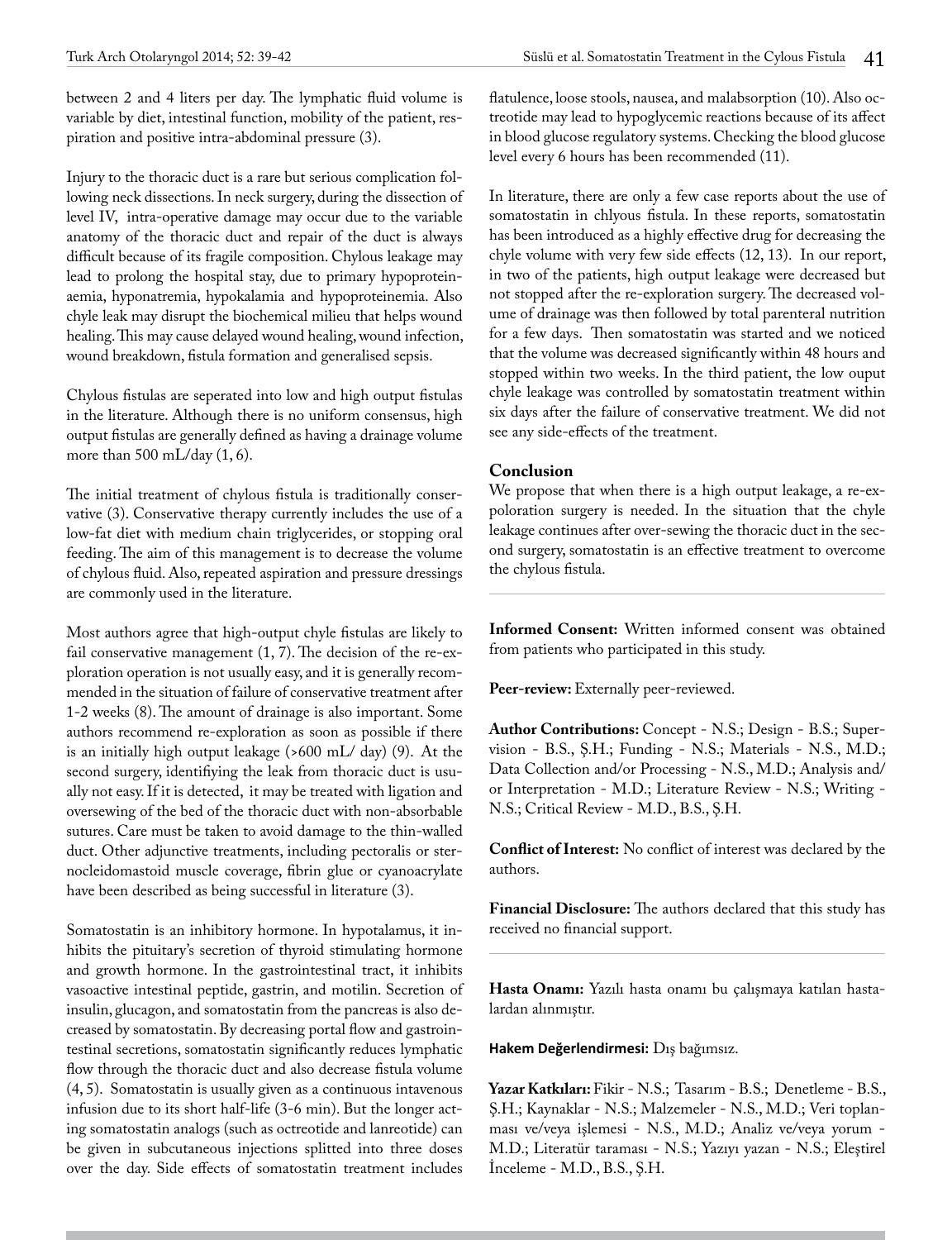between 2 and 4 liters per day. The lymphatic fluid volume is variable by diet, intestinal function, mobility of the patient, respiration and positive intra-abdominal pressure (3).

Injury to the thoracic duct is a rare but serious complication following neck dissections. In neck surgery, during the dissection of level IV, intra-operative damage may occur due to the variable anatomy of the thoracic duct and repair of the duct is always difficult because of its fragile composition. Chylous leakage may lead to prolong the hospital stay, due to primary hypoproteinaemia, hyponatremia, hypokalamia and hypoproteinemia. Also chyle leak may disrupt the biochemical milieu that helps wound healing. This may cause delayed wound healing, wound infection, wound breakdown, fistula formation and generalised sepsis.

Chylous fistulas are seperated into low and high output fistulas in the literature. Although there is no uniform consensus, high output fistulas are generally defined as having a drainage volume more than 500 mL/day (1, 6).

The initial treatment of chylous fistula is traditionally conservative (3). Conservative therapy currently includes the use of a low-fat diet with medium chain triglycerides, or stopping oral feeding. The aim of this management is to decrease the volume of chylous fluid. Also, repeated aspiration and pressure dressings are commonly used in the literature.

Most authors agree that high-output chyle fistulas are likely to fail conservative management (1, 7). The decision of the re-exploration operation is not usually easy, and it is generally recommended in the situation of failure of conservative treatment after 1-2 weeks (8). The amount of drainage is also important. Some authors recommend re-exploration as soon as possible if there is an initially high output leakage (>600 mL/ day) (9). At the second surgery, identifiying the leak from thoracic duct is usually not easy. If it is detected, it may be treated with ligation and oversewing of the bed of the thoracic duct with non-absorbable sutures. Care must be taken to avoid damage to the thin-walled duct. Other adjunctive treatments, including pectoralis or sternocleidomastoid muscle coverage, fibrin glue or cyanoacrylate have been described as being successful in literature (3).

Somatostatin is an inhibitory hormone. In hypotalamus, it inhibits the pituitary's secretion of thyroid stimulating hormone and growth hormone. In the gastrointestinal tract, it inhibits vasoactive intestinal peptide, gastrin, and motilin. Secretion of insulin, glucagon, and somatostatin from the pancreas is also decreased by somatostatin. By decreasing portal flow and gastrointestinal secretions, somatostatin significantly reduces lymphatic flow through the thoracic duct and also decrease fistula volume (4, 5). Somatostatin is usually given as a continuous intavenous infusion due to its short half-life (3-6 min). But the longer acting somatostatin analogs (such as octreotide and lanreotide) can be given in subcutaneous injections splitted into three doses over the day. Side effects of somatostatin treatment includes flatulence, loose stools, nausea, and malabsorption (10). Also octreotide may lead to hypoglycemic reactions because of its affect in blood glucose regulatory systems. Checking the blood glucose level every 6 hours has been recommended (11).

In literature, there are only a few case reports about the use of somatostatin in chlyous fistula. In these reports, somatostatin has been introduced as a highly effective drug for decreasing the chyle volume with very few side effects (12, 13). In our report, in two of the patients, high output leakage were decreased but not stopped after the re-exploration surgery. The decreased volume of drainage was then followed by total parenteral nutrition for a few days. Then somatostatin was started and we noticed that the volume was decreased significantly within 48 hours and stopped within two weeks. In the third patient, the low ouput chyle leakage was controlled by somatostatin treatment within six days after the failure of conservative treatment. We did not see any side-effects of the treatment.

## Conclusion

We propose that when there is a high output leakage, a re-expoloration surgery is needed. In the situation that the chyle leakage continues after over-sewing the thoracic duct in the second surgery, somatostatin is an effective treatment to overcome the chylous fistula.

**Informed Consent:** Written informed consent was obtained from patients who participated in this study.

**Peer-review:** Externally peer-reviewed.

**Author Contributions:** Concept - N.S.; Design - B.S.; Supervision - B.S., Ş.H.; Funding - N.S.; Materials - N.S., M.D.; Data Collection and/or Processing - N.S., M.D.; Analysis and/or Interpretation - M.D.; Literature Review - N.S.; Writing - N.S.; Critical Review - M.D., B.S., Ş.H.

**Conflict of Interest:** No conflict of interest was declared by the authors.

**Financial Disclosure:** The authors declared that this study has received no financial support.

**Hasta Onamı:** Yazılı hasta onamı bu çalışmaya katılan hastalardan alınmıştır.

**Hakem Değerlendirmesi:** Dış bağımsız.

**Yazar Katkıları:** Fikir - N.S.; Tasarım - B.S.; Denetleme - B.S., Ş.H.; Kaynaklar - N.S.; Malzemeler - N.S., M.D.; Veri toplanması ve/veya işlemesi - N.S., M.D.; Analiz ve/veya yorum - M.D.; Literatür taraması - N.S.; Yazıyı yazan - N.S.; Eleştirel İnceleme - M.D., B.S., Ş.H.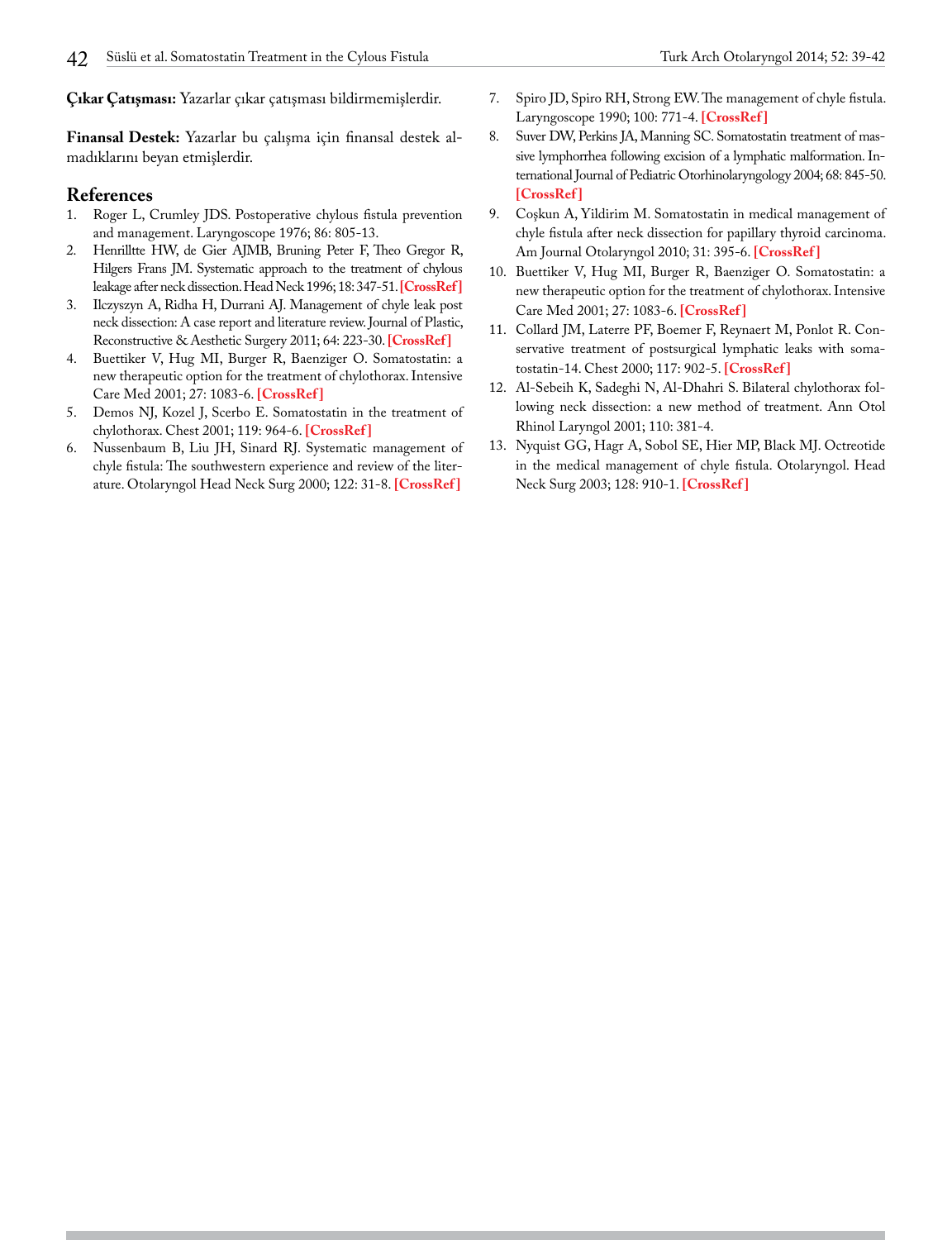**Çıkar Çatışması:** Yazarlar çıkar çatışması bildirmemişlerdir.

**Finansal Destek:** Yazarlar bu çalışma için finansal destek almadıklarını beyan etmişlerdir.

## References

1. Roger L, Crumley JDS. Postoperative chylous fistula prevention and management. Laryngoscope 1976; 86: 805-13.
2. Henrilltte HW, de Gier AJMB, Bruning Peter F, Theo Gregor R, Hilgers Frans JM. Systematic approach to the treatment of chylous leakage after neck dissection. Head Neck 1996; 18: 347-51. [CrossRef]
3. Ilczyszyn A, Ridha H, Durrani AJ. Management of chyle leak post neck dissection: A case report and literature review. Journal of Plastic, Reconstructive & Aesthetic Surgery 2011; 64: 223-30. [CrossRef]
4. Buettiker V, Hug MI, Burger R, Baenziger O. Somatostatin: a new therapeutic option for the treatment of chylothorax. Intensive Care Med 2001; 27: 1083-6. [CrossRef]
5. Demos NJ, Kozel J, Scerbo E. Somatostatin in the treatment of chylothorax. Chest 2001; 119: 964-6. [CrossRef]
6. Nussenbaum B, Liu JH, Sinard RJ. Systematic management of chyle fistula: The southwestern experience and review of the literature. Otolaryngol Head Neck Surg 2000; 122: 31-8. [CrossRef]
7. Spiro JD, Spiro RH, Strong EW. The management of chyle fistula. Laryngoscope 1990; 100: 771-4. [CrossRef]
8. Suver DW, Perkins JA, Manning SC. Somatostatin treatment of massive lymphorrhea following excision of a lymphatic malformation. International Journal of Pediatric Otorhinolaryngology 2004; 68: 845-50. [CrossRef]
9. Coşkun A, Yildirim M. Somatostatin in medical management of chyle fistula after neck dissection for papillary thyroid carcinoma. Am Journal Otolaryngol 2010; 31: 395-6. [CrossRef]
10. Buettiker V, Hug MI, Burger R, Baenziger O. Somatostatin: a new therapeutic option for the treatment of chylothorax. Intensive Care Med 2001; 27: 1083-6. [CrossRef]
11. Collard JM, Laterre PF, Boemer F, Reynaert M, Ponlot R. Conservative treatment of postsurgical lymphatic leaks with somatostatin-14. Chest 2000; 117: 902-5. [CrossRef]
12. Al-Sebeih K, Sadeghi N, Al-Dhahri S. Bilateral chylothorax following neck dissection: a new method of treatment. Ann Otol Rhinol Laryngol 2001; 110: 381-4.
13. Nyquist GG, Hagr A, Sobol SE, Hier MP, Black MJ. Octreotide in the medical management of chyle fistula. Otolaryngol. Head Neck Surg 2003; 128: 910-1. [CrossRef]